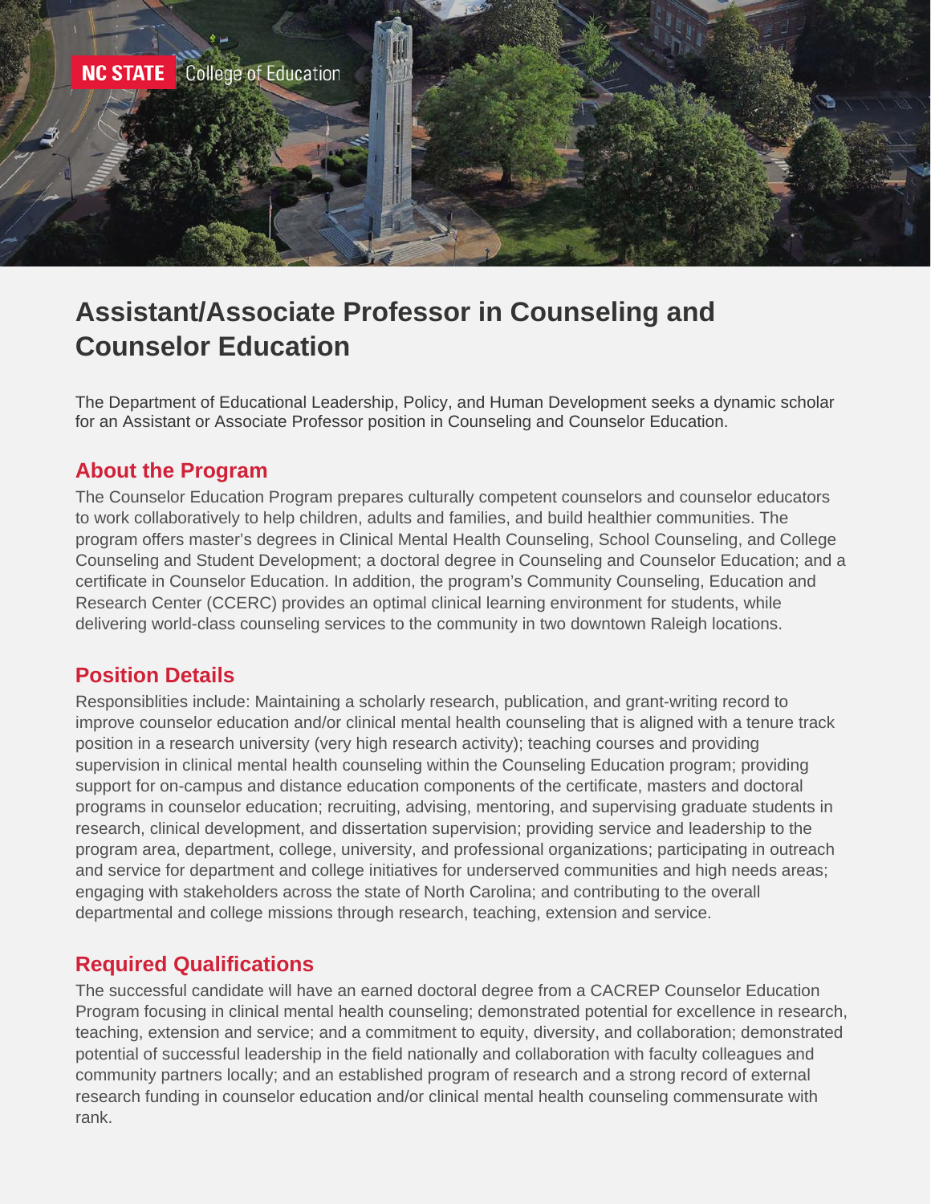NC STATE College of Education

# Assistant/Associate Professor in Counseling and Counselor Education

The Department of Educational Leadership, Policy, and Human Development seeks a dynamic scholar for an Assistant or Associate Professor position in Counseling and Counselor Education.

## About the Program

The Counselor Education Program prepares culturally competent counselors and counselor educators to work collaboratively to help children, adults and families, and build healthier communities. The program offers master's degrees in Clinical Mental Health Counseling, School Counseling, and College Counseling and Student Development; a doctoral degree in Counseling and Counselor Education; and a certificate in Counselor Education. In addition, the program's Community Counseling, Education and Research Center (CCERC) provides an optimal clinical learning environment for students, while delivering world-class counseling services to the community in two downtown Raleigh locations.

## Position Details

Responsiblities include: Maintaining a scholarly research, publication, and grant-writing record to improve counselor education and/or clinical mental health counseling that is aligned with a tenure track position in a research university (very high research activity); teaching courses and providing supervision in clinical mental health counseling within the Counseling Education program; providing support for on-campus and distance education components of the certificate, masters and doctoral programs in counselor education; recruiting, advising, mentoring, and supervising graduate students in research, clinical development, and dissertation supervision; providing service and leadership to the program area, department, college, university, and professional organizations; participating in outreach and service for department and college initiatives for underserved communities and high needs areas; engaging with stakeholders across the state of North Carolina; and contributing to the overall departmental and college missions through research, teaching, extension and service.

## Required Qualifications

The successful candidate will have an earned doctoral degree from a CACREP Counselor Education Program focusing in clinical mental health counseling; demonstrated potential for excellence in research, teaching, extension and service; and a commitment to equity, diversity, and collaboration; demonstrated potential of successful leadership in the field nationally and collaboration with faculty colleagues and community partners locally; and an established program of research and a strong record of external research funding in counselor education and/or clinical mental health counseling commensurate with rank.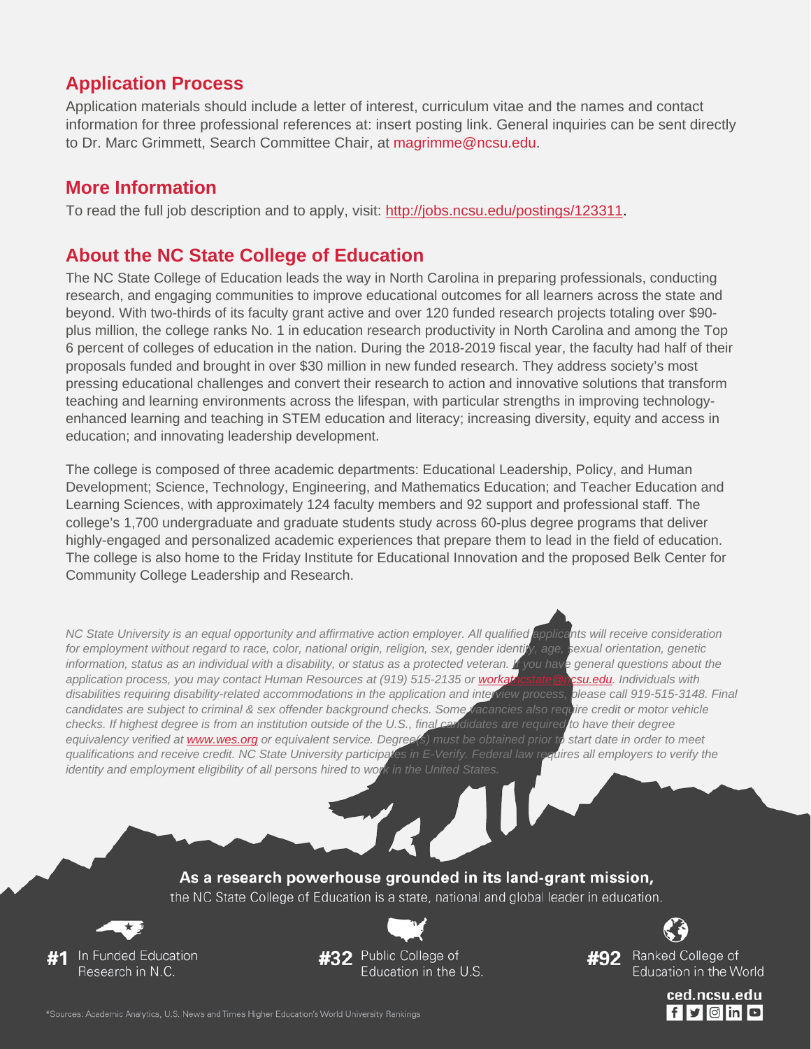## Application Process

Application materials should include a letter of interest, curriculum vitae and the names and contact information for three professional references at: insert posting link. General inquiries can be sent directly to Dr. Marc Grimmett, Search Committee Chair, at magrimme@ncsu.edu.

## More Information

To read the full job description and to apply, visit: http://jobs.ncsu.edu/postings/123311.

## About the NC State College of Education

The NC State College of Education leads the way in North Carolina in preparing professionals, conducting research, and engaging communities to improve educational outcomes for all learners across the state and beyond. With two-thirds of its faculty grant active and over 120 funded research projects totaling over $90-plus million, the college ranks No. 1 in education research productivity in North Carolina and among the Top 6 percent of colleges of education in the nation. During the 2018-2019 fiscal year, the faculty had half of their proposals funded and brought in over $30 million in new funded research. They address society's most pressing educational challenges and convert their research to action and innovative solutions that transform teaching and learning environments across the lifespan, with particular strengths in improving technology-enhanced learning and teaching in STEM education and literacy; increasing diversity, equity and access in education; and innovating leadership development.

The college is composed of three academic departments: Educational Leadership, Policy, and Human Development; Science, Technology, Engineering, and Mathematics Education; and Teacher Education and Learning Sciences, with approximately 124 faculty members and 92 support and professional staff. The college's 1,700 undergraduate and graduate students study across 60-plus degree programs that deliver highly-engaged and personalized academic experiences that prepare them to lead in the field of education. The college is also home to the Friday Institute for Educational Innovation and the proposed Belk Center for Community College Leadership and Research.

*NC State University is an equal opportunity and affirmative action employer. All qualified applicants will receive consideration for employment without regard to race, color, national origin, religion, sex, gender identity, age, sexual orientation, genetic information, status as an individual with a disability, or status as a protected veteran. If you have general questions about the application process, you may contact Human Resources at (919) 515-2135 or workatncstate@ncsu.edu. Individuals with disabilities requiring disability-related accommodations in the application and interview process, please call 919-515-3148. Final candidates are subject to criminal & sex offender background checks. Some vacancies also require credit or motor vehicle checks. If highest degree is from an institution outside of the U.S., final candidates are required to have their degree equivalency verified at www.wes.org or equivalent service. Degree(s) must be obtained prior to start date in order to meet qualifications and receive credit. NC State University participates in E-Verify. Federal law requires all employers to verify the identity and employment eligibility of all persons hired to work in the United States.*

**As a research powerhouse grounded in its land-grant mission,**
the NC State College of Education is a state, national and global leader in education.

**#1** In Funded Education Research in N.C.

**#32** Public College of Education in the U.S.

**#92** Ranked College of Education in the World

ced.ncsu.edu

*Sources: Academic Analytics, U.S. News and Times Higher Education's World University Rankings